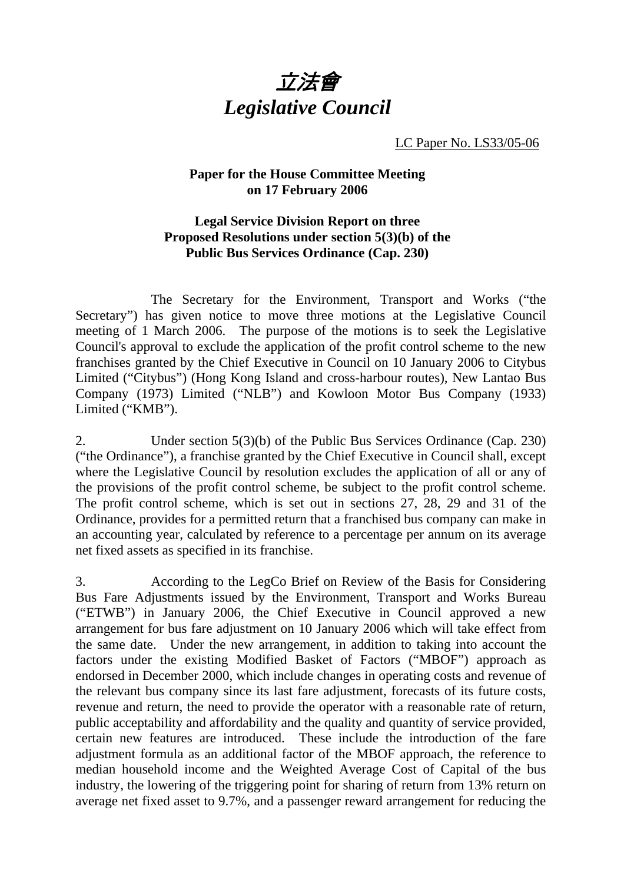# *立法會*
# *Legislative Council*

LC Paper No. LS33/05-06

**Paper for the House Committee Meeting on 17 February 2006**

**Legal Service Division Report on three Proposed Resolutions under section 5(3)(b) of the Public Bus Services Ordinance (Cap. 230)**

The Secretary for the Environment, Transport and Works ("the Secretary") has given notice to move three motions at the Legislative Council meeting of 1 March 2006. The purpose of the motions is to seek the Legislative Council's approval to exclude the application of the profit control scheme to the new franchises granted by the Chief Executive in Council on 10 January 2006 to Citybus Limited ("Citybus") (Hong Kong Island and cross-harbour routes), New Lantao Bus Company (1973) Limited ("NLB") and Kowloon Motor Bus Company (1933) Limited ("KMB").

2. Under section 5(3)(b) of the Public Bus Services Ordinance (Cap. 230) ("the Ordinance"), a franchise granted by the Chief Executive in Council shall, except where the Legislative Council by resolution excludes the application of all or any of the provisions of the profit control scheme, be subject to the profit control scheme. The profit control scheme, which is set out in sections 27, 28, 29 and 31 of the Ordinance, provides for a permitted return that a franchised bus company can make in an accounting year, calculated by reference to a percentage per annum on its average net fixed assets as specified in its franchise.

3. According to the LegCo Brief on Review of the Basis for Considering Bus Fare Adjustments issued by the Environment, Transport and Works Bureau ("ETWB") in January 2006, the Chief Executive in Council approved a new arrangement for bus fare adjustment on 10 January 2006 which will take effect from the same date. Under the new arrangement, in addition to taking into account the factors under the existing Modified Basket of Factors ("MBOF") approach as endorsed in December 2000, which include changes in operating costs and revenue of the relevant bus company since its last fare adjustment, forecasts of its future costs, revenue and return, the need to provide the operator with a reasonable rate of return, public acceptability and affordability and the quality and quantity of service provided, certain new features are introduced. These include the introduction of the fare adjustment formula as an additional factor of the MBOF approach, the reference to median household income and the Weighted Average Cost of Capital of the bus industry, the lowering of the triggering point for sharing of return from 13% return on average net fixed asset to 9.7%, and a passenger reward arrangement for reducing the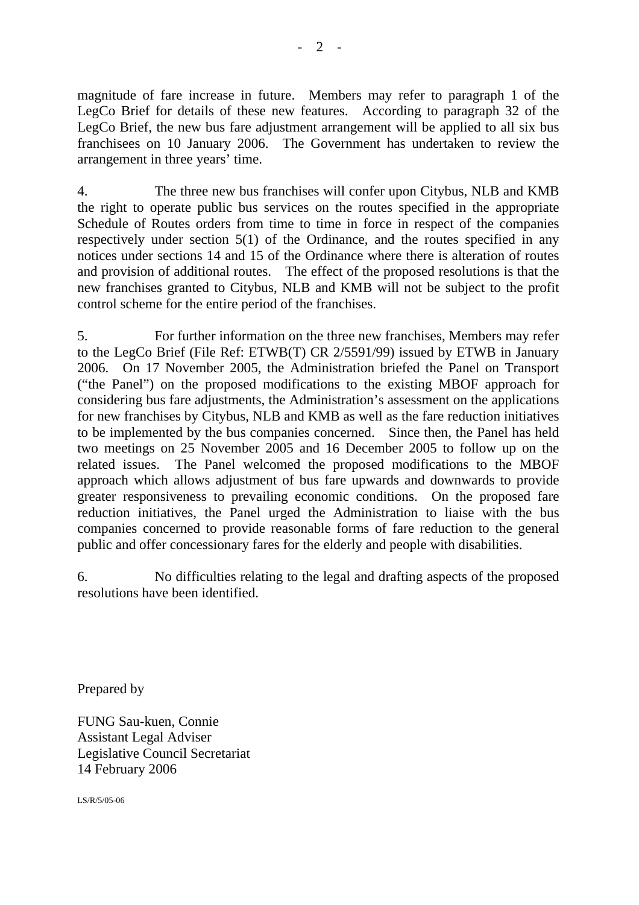magnitude of fare increase in future. Members may refer to paragraph 1 of the LegCo Brief for details of these new features. According to paragraph 32 of the LegCo Brief, the new bus fare adjustment arrangement will be applied to all six bus franchisees on 10 January 2006. The Government has undertaken to review the arrangement in three years' time.

4. The three new bus franchises will confer upon Citybus, NLB and KMB the right to operate public bus services on the routes specified in the appropriate Schedule of Routes orders from time to time in force in respect of the companies respectively under section 5(1) of the Ordinance, and the routes specified in any notices under sections 14 and 15 of the Ordinance where there is alteration of routes and provision of additional routes. The effect of the proposed resolutions is that the new franchises granted to Citybus, NLB and KMB will not be subject to the profit control scheme for the entire period of the franchises.

5. For further information on the three new franchises, Members may refer to the LegCo Brief (File Ref: ETWB(T) CR 2/5591/99) issued by ETWB in January 2006. On 17 November 2005, the Administration briefed the Panel on Transport ("the Panel") on the proposed modifications to the existing MBOF approach for considering bus fare adjustments, the Administration's assessment on the applications for new franchises by Citybus, NLB and KMB as well as the fare reduction initiatives to be implemented by the bus companies concerned. Since then, the Panel has held two meetings on 25 November 2005 and 16 December 2005 to follow up on the related issues. The Panel welcomed the proposed modifications to the MBOF approach which allows adjustment of bus fare upwards and downwards to provide greater responsiveness to prevailing economic conditions. On the proposed fare reduction initiatives, the Panel urged the Administration to liaise with the bus companies concerned to provide reasonable forms of fare reduction to the general public and offer concessionary fares for the elderly and people with disabilities.

6. No difficulties relating to the legal and drafting aspects of the proposed resolutions have been identified.

Prepared by

FUNG Sau-kuen, Connie
Assistant Legal Adviser
Legislative Council Secretariat
14 February 2006

LS/R/5/05-06